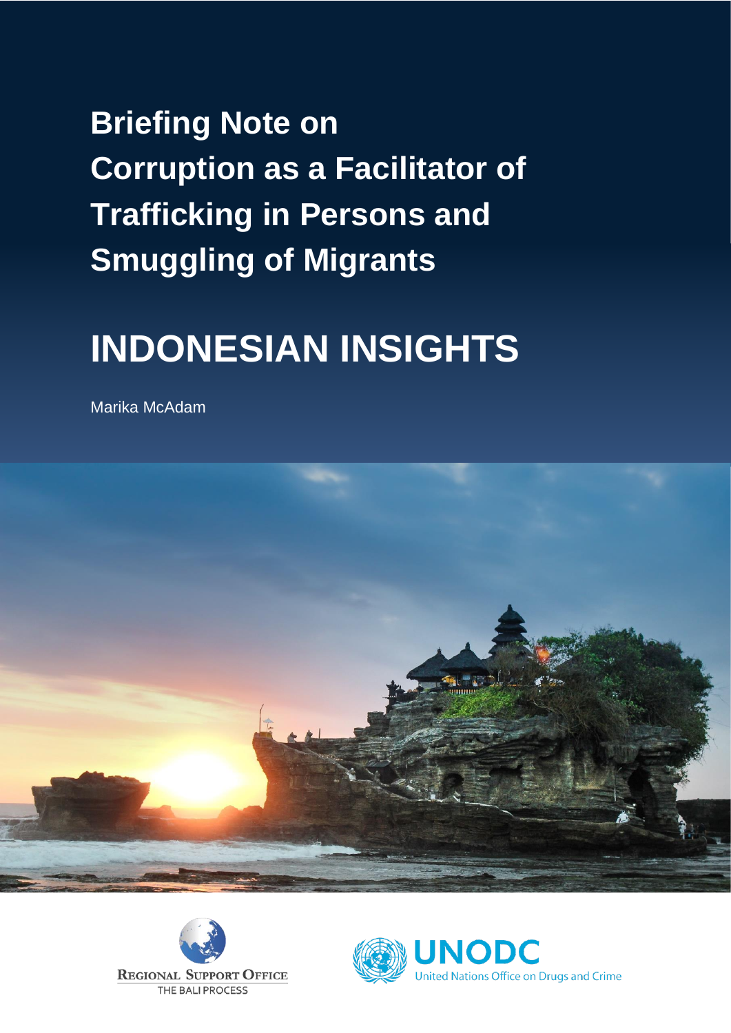# Briefing Note on Corruption as a Facilitator of Trafficking in Persons and Smuggling of Migrants

# INDONESIAN INSIGHTS

Marika McAdam

REGIONAL SUPPORT OFFICE
THE BALI PROCESS

UNODC
United Nations Office on Drugs and Crime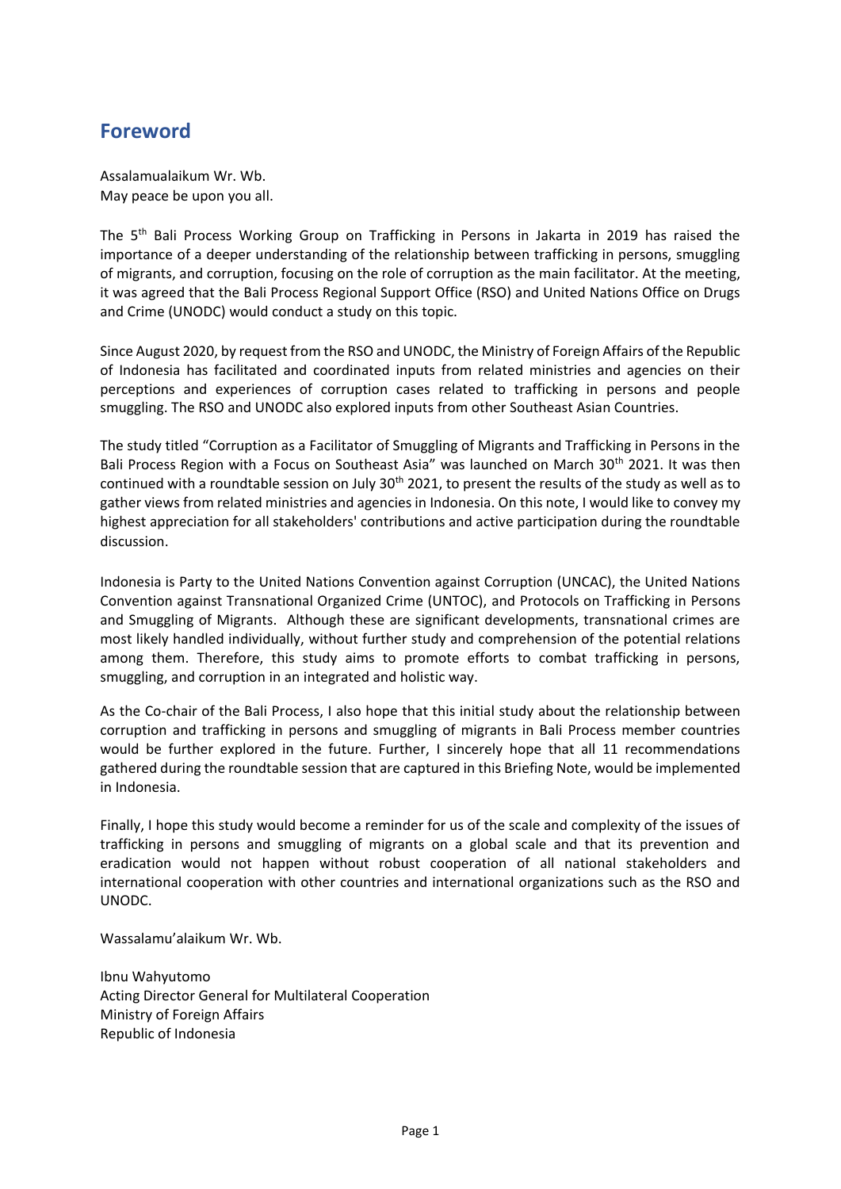## Foreword

Assalamualaikum Wr. Wb.
May peace be upon you all.

The 5th Bali Process Working Group on Trafficking in Persons in Jakarta in 2019 has raised the importance of a deeper understanding of the relationship between trafficking in persons, smuggling of migrants, and corruption, focusing on the role of corruption as the main facilitator. At the meeting, it was agreed that the Bali Process Regional Support Office (RSO) and United Nations Office on Drugs and Crime (UNODC) would conduct a study on this topic.

Since August 2020, by request from the RSO and UNODC, the Ministry of Foreign Affairs of the Republic of Indonesia has facilitated and coordinated inputs from related ministries and agencies on their perceptions and experiences of corruption cases related to trafficking in persons and people smuggling. The RSO and UNODC also explored inputs from other Southeast Asian Countries.

The study titled "Corruption as a Facilitator of Smuggling of Migrants and Trafficking in Persons in the Bali Process Region with a Focus on Southeast Asia" was launched on March 30th 2021. It was then continued with a roundtable session on July 30th 2021, to present the results of the study as well as to gather views from related ministries and agencies in Indonesia. On this note, I would like to convey my highest appreciation for all stakeholders' contributions and active participation during the roundtable discussion.

Indonesia is Party to the United Nations Convention against Corruption (UNCAC), the United Nations Convention against Transnational Organized Crime (UNTOC), and Protocols on Trafficking in Persons and Smuggling of Migrants. Although these are significant developments, transnational crimes are most likely handled individually, without further study and comprehension of the potential relations among them. Therefore, this study aims to promote efforts to combat trafficking in persons, smuggling, and corruption in an integrated and holistic way.

As the Co-chair of the Bali Process, I also hope that this initial study about the relationship between corruption and trafficking in persons and smuggling of migrants in Bali Process member countries would be further explored in the future. Further, I sincerely hope that all 11 recommendations gathered during the roundtable session that are captured in this Briefing Note, would be implemented in Indonesia.

Finally, I hope this study would become a reminder for us of the scale and complexity of the issues of trafficking in persons and smuggling of migrants on a global scale and that its prevention and eradication would not happen without robust cooperation of all national stakeholders and international cooperation with other countries and international organizations such as the RSO and UNODC.

Wassalamu'alaikum Wr. Wb.

Ibnu Wahyutomo
Acting Director General for Multilateral Cooperation
Ministry of Foreign Affairs
Republic of Indonesia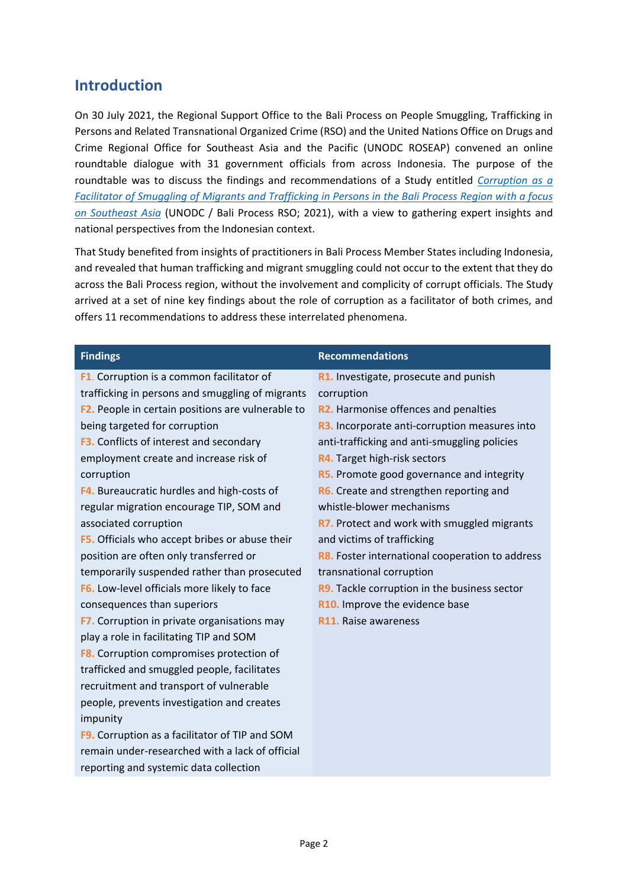## Introduction

On 30 July 2021, the Regional Support Office to the Bali Process on People Smuggling, Trafficking in Persons and Related Transnational Organized Crime (RSO) and the United Nations Office on Drugs and Crime Regional Office for Southeast Asia and the Pacific (UNODC ROSEAP) convened an online roundtable dialogue with 31 government officials from across Indonesia. The purpose of the roundtable was to discuss the findings and recommendations of a Study entitled *Corruption as a Facilitator of Smuggling of Migrants and Trafficking in Persons in the Bali Process Region with a focus on Southeast Asia* (UNODC / Bali Process RSO; 2021), with a view to gathering expert insights and national perspectives from the Indonesian context.

That Study benefited from insights of practitioners in Bali Process Member States including Indonesia, and revealed that human trafficking and migrant smuggling could not occur to the extent that they do across the Bali Process region, without the involvement and complicity of corrupt officials. The Study arrived at a set of nine key findings about the role of corruption as a facilitator of both crimes, and offers 11 recommendations to address these interrelated phenomena.

| Findings | Recommendations |
| --- | --- |
| **F1.** Corruption is a common facilitator of trafficking in persons and smuggling of migrants | **R1.** Investigate, prosecute and punish corruption |
| **F2.** People in certain positions are vulnerable to being targeted for corruption | **R2.** Harmonise offences and penalties |
| **F3.** Conflicts of interest and secondary employment create and increase risk of corruption | **R3.** Incorporate anti-corruption measures into anti-trafficking and anti-smuggling policies |
| **F4.** Bureaucratic hurdles and high-costs of regular migration encourage TIP, SOM and associated corruption | **R4.** Target high-risk sectors |
| **F5.** Officials who accept bribes or abuse their position are often only transferred or temporarily suspended rather than prosecuted | **R5.** Promote good governance and integrity |
| **F6.** Low-level officials more likely to face consequences than superiors | **R6.** Create and strengthen reporting and whistle-blower mechanisms |
| **F7.** Corruption in private organisations may play a role in facilitating TIP and SOM | **R7.** Protect and work with smuggled migrants and victims of trafficking |
| **F8.** Corruption compromises protection of trafficked and smuggled people, facilitates recruitment and transport of vulnerable people, prevents investigation and creates impunity | **R8.** Foster international cooperation to address transnational corruption |
| **F9.** Corruption as a facilitator of TIP and SOM remain under-researched with a lack of official reporting and systemic data collection | **R9.** Tackle corruption in the business sector |
| | **R10.** Improve the evidence base |
| | **R11.** Raise awareness |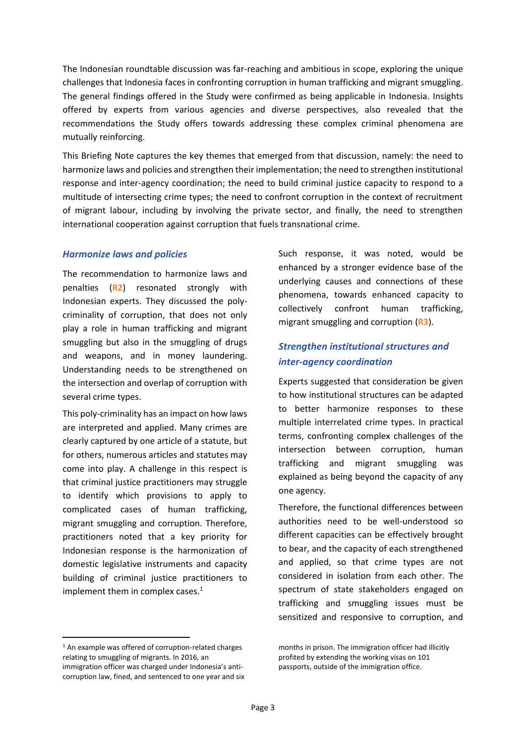The Indonesian roundtable discussion was far-reaching and ambitious in scope, exploring the unique challenges that Indonesia faces in confronting corruption in human trafficking and migrant smuggling. The general findings offered in the Study were confirmed as being applicable in Indonesia. Insights offered by experts from various agencies and diverse perspectives, also revealed that the recommendations the Study offers towards addressing these complex criminal phenomena are mutually reinforcing.

This Briefing Note captures the key themes that emerged from that discussion, namely: the need to harmonize laws and policies and strengthen their implementation; the need to strengthen institutional response and inter-agency coordination; the need to build criminal justice capacity to respond to a multitude of intersecting crime types; the need to confront corruption in the context of recruitment of migrant labour, including by involving the private sector, and finally, the need to strengthen international cooperation against corruption that fuels transnational crime.

### *Harmonize laws and policies*

The recommendation to harmonize laws and penalties (**R2**) resonated strongly with Indonesian experts. They discussed the poly-criminality of corruption, that does not only play a role in human trafficking and migrant smuggling but also in the smuggling of drugs and weapons, and in money laundering. Understanding needs to be strengthened on the intersection and overlap of corruption with several crime types.

This poly-criminality has an impact on how laws are interpreted and applied. Many crimes are clearly captured by one article of a statute, but for others, numerous articles and statutes may come into play. A challenge in this respect is that criminal justice practitioners may struggle to identify which provisions to apply to complicated cases of human trafficking, migrant smuggling and corruption. Therefore, practitioners noted that a key priority for Indonesian response is the harmonization of domestic legislative instruments and capacity building of criminal justice practitioners to implement them in complex cases.[1]

Such response, it was noted, would be enhanced by a stronger evidence base of the underlying causes and connections of these phenomena, towards enhanced capacity to collectively confront human trafficking, migrant smuggling and corruption (**R3**).

### *Strengthen institutional structures and inter-agency coordination*

Experts suggested that consideration be given to how institutional structures can be adapted to better harmonize responses to these multiple interrelated crime types. In practical terms, confronting complex challenges of the intersection between corruption, human trafficking and migrant smuggling was explained as being beyond the capacity of any one agency.

Therefore, the functional differences between authorities need to be well-understood so different capacities can be effectively brought to bear, and the capacity of each strengthened and applied, so that crime types are not considered in isolation from each other. The spectrum of state stakeholders engaged on trafficking and smuggling issues must be sensitized and responsive to corruption, and

[1] An example was offered of corruption-related charges relating to smuggling of migrants. In 2016, an immigration officer was charged under Indonesia's anti-corruption law, fined, and sentenced to one year and six months in prison. The immigration officer had illicitly profited by extending the working visas on 101 passports, outside of the immigration office.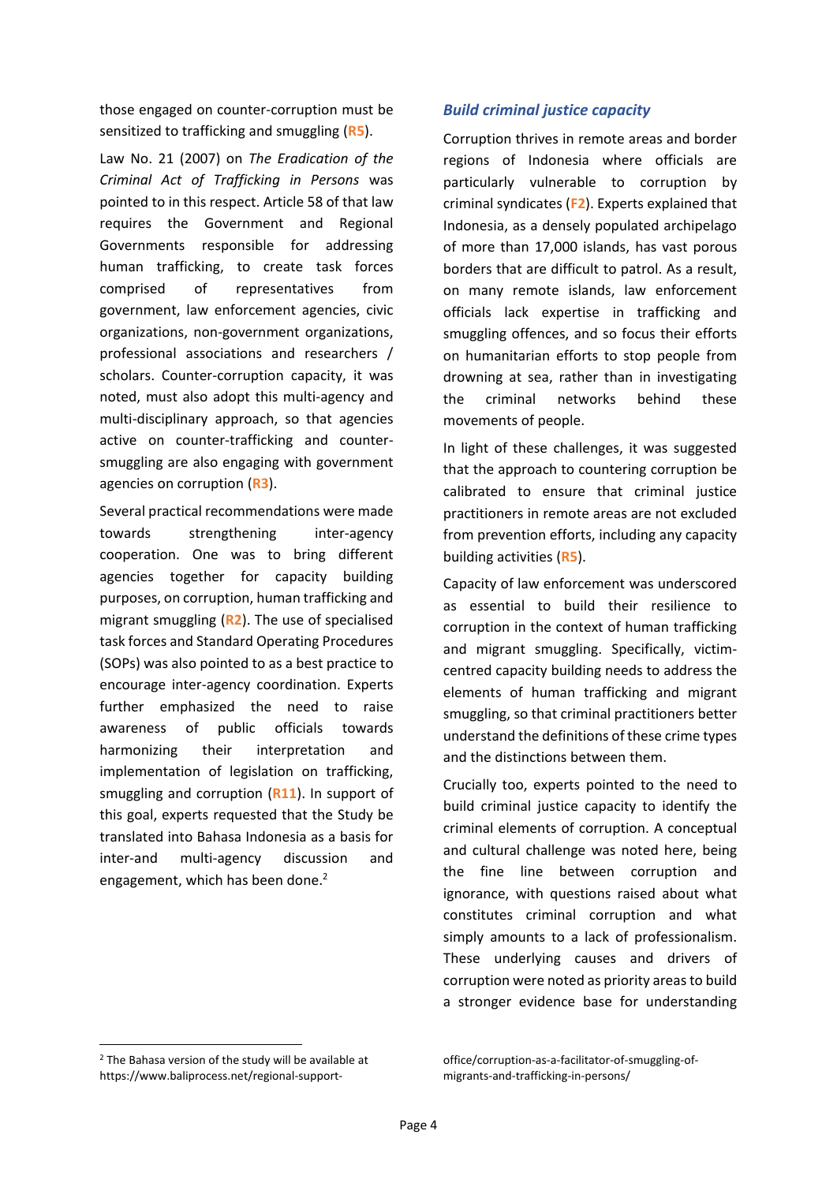those engaged on counter-corruption must be sensitized to trafficking and smuggling (**R5**).

Law No. 21 (2007) on *The Eradication of the Criminal Act of Trafficking in Persons* was pointed to in this respect. Article 58 of that law requires the Government and Regional Governments responsible for addressing human trafficking, to create task forces comprised of representatives from government, law enforcement agencies, civic organizations, non-government organizations, professional associations and researchers / scholars. Counter-corruption capacity, it was noted, must also adopt this multi-agency and multi-disciplinary approach, so that agencies active on counter-trafficking and counter-smuggling are also engaging with government agencies on corruption (**R3**).

Several practical recommendations were made towards strengthening inter-agency cooperation. One was to bring different agencies together for capacity building purposes, on corruption, human trafficking and migrant smuggling (**R2**). The use of specialised task forces and Standard Operating Procedures (SOPs) was also pointed to as a best practice to encourage inter-agency coordination. Experts further emphasized the need to raise awareness of public officials towards harmonizing their interpretation and implementation of legislation on trafficking, smuggling and corruption (**R11**). In support of this goal, experts requested that the Study be translated into Bahasa Indonesia as a basis for inter-and multi-agency discussion and engagement, which has been done.[2]

### *Build criminal justice capacity*

Corruption thrives in remote areas and border regions of Indonesia where officials are particularly vulnerable to corruption by criminal syndicates (**F2**). Experts explained that Indonesia, as a densely populated archipelago of more than 17,000 islands, has vast porous borders that are difficult to patrol. As a result, on many remote islands, law enforcement officials lack expertise in trafficking and smuggling offences, and so focus their efforts on humanitarian efforts to stop people from drowning at sea, rather than in investigating the criminal networks behind these movements of people.

In light of these challenges, it was suggested that the approach to countering corruption be calibrated to ensure that criminal justice practitioners in remote areas are not excluded from prevention efforts, including any capacity building activities (**R5**).

Capacity of law enforcement was underscored as essential to build their resilience to corruption in the context of human trafficking and migrant smuggling. Specifically, victim-centred capacity building needs to address the elements of human trafficking and migrant smuggling, so that criminal practitioners better understand the definitions of these crime types and the distinctions between them.

Crucially too, experts pointed to the need to build criminal justice capacity to identify the criminal elements of corruption. A conceptual and cultural challenge was noted here, being the fine line between corruption and ignorance, with questions raised about what constitutes criminal corruption and what simply amounts to a lack of professionalism. These underlying causes and drivers of corruption were noted as priority areas to build a stronger evidence base for understanding

---

[2] The Bahasa version of the study will be available at https://www.baliprocess.net/regional-support-office/corruption-as-a-facilitator-of-smuggling-of-migrants-and-trafficking-in-persons/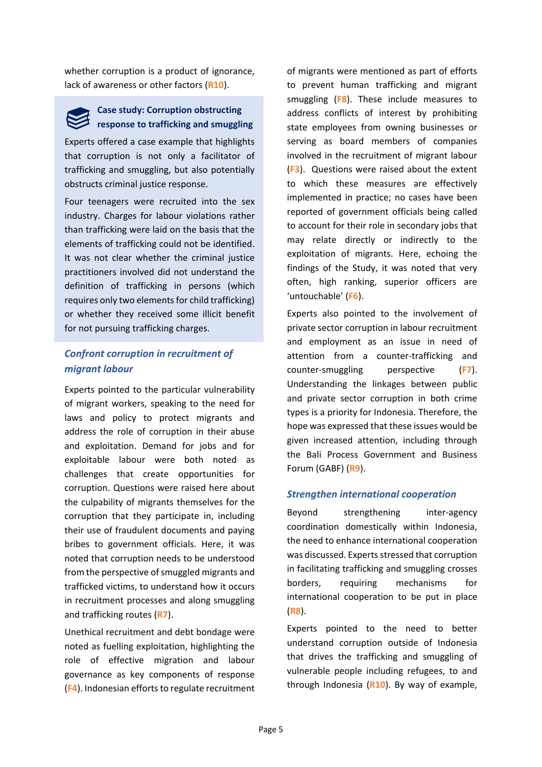whether corruption is a product of ignorance, lack of awareness or other factors (**R10**).

> **Case study: Corruption obstructing response to trafficking and smuggling**
>
> Experts offered a case example that highlights that corruption is not only a facilitator of trafficking and smuggling, but also potentially obstructs criminal justice response.
>
> Four teenagers were recruited into the sex industry. Charges for labour violations rather than trafficking were laid on the basis that the elements of trafficking could not be identified. It was not clear whether the criminal justice practitioners involved did not understand the definition of trafficking in persons (which requires only two elements for child trafficking) or whether they received some illicit benefit for not pursuing trafficking charges.

### *Confront corruption in recruitment of migrant labour*

Experts pointed to the particular vulnerability of migrant workers, speaking to the need for laws and policy to protect migrants and address the role of corruption in their abuse and exploitation. Demand for jobs and for exploitable labour were both noted as challenges that create opportunities for corruption. Questions were raised here about the culpability of migrants themselves for the corruption that they participate in, including their use of fraudulent documents and paying bribes to government officials. Here, it was noted that corruption needs to be understood from the perspective of smuggled migrants and trafficked victims, to understand how it occurs in recruitment processes and along smuggling and trafficking routes (**R7**).

Unethical recruitment and debt bondage were noted as fuelling exploitation, highlighting the role of effective migration and labour governance as key components of response (**F4**). Indonesian efforts to regulate recruitment of migrants were mentioned as part of efforts to prevent human trafficking and migrant smuggling (**F8**). These include measures to address conflicts of interest by prohibiting state employees from owning businesses or serving as board members of companies involved in the recruitment of migrant labour (**F3**). Questions were raised about the extent to which these measures are effectively implemented in practice; no cases have been reported of government officials being called to account for their role in secondary jobs that may relate directly or indirectly to the exploitation of migrants. Here, echoing the findings of the Study, it was noted that very often, high ranking, superior officers are 'untouchable' (**F6**).

Experts also pointed to the involvement of private sector corruption in labour recruitment and employment as an issue in need of attention from a counter-trafficking and counter-smuggling perspective (**F7**). Understanding the linkages between public and private sector corruption in both crime types is a priority for Indonesia. Therefore, the hope was expressed that these issues would be given increased attention, including through the Bali Process Government and Business Forum (GABF) (**R9**).

### *Strengthen international cooperation*

Beyond strengthening inter-agency coordination domestically within Indonesia, the need to enhance international cooperation was discussed. Experts stressed that corruption in facilitating trafficking and smuggling crosses borders, requiring mechanisms for international cooperation to be put in place (**R8**).

Experts pointed to the need to better understand corruption outside of Indonesia that drives the trafficking and smuggling of vulnerable people including refugees, to and through Indonesia (**R10**). By way of example,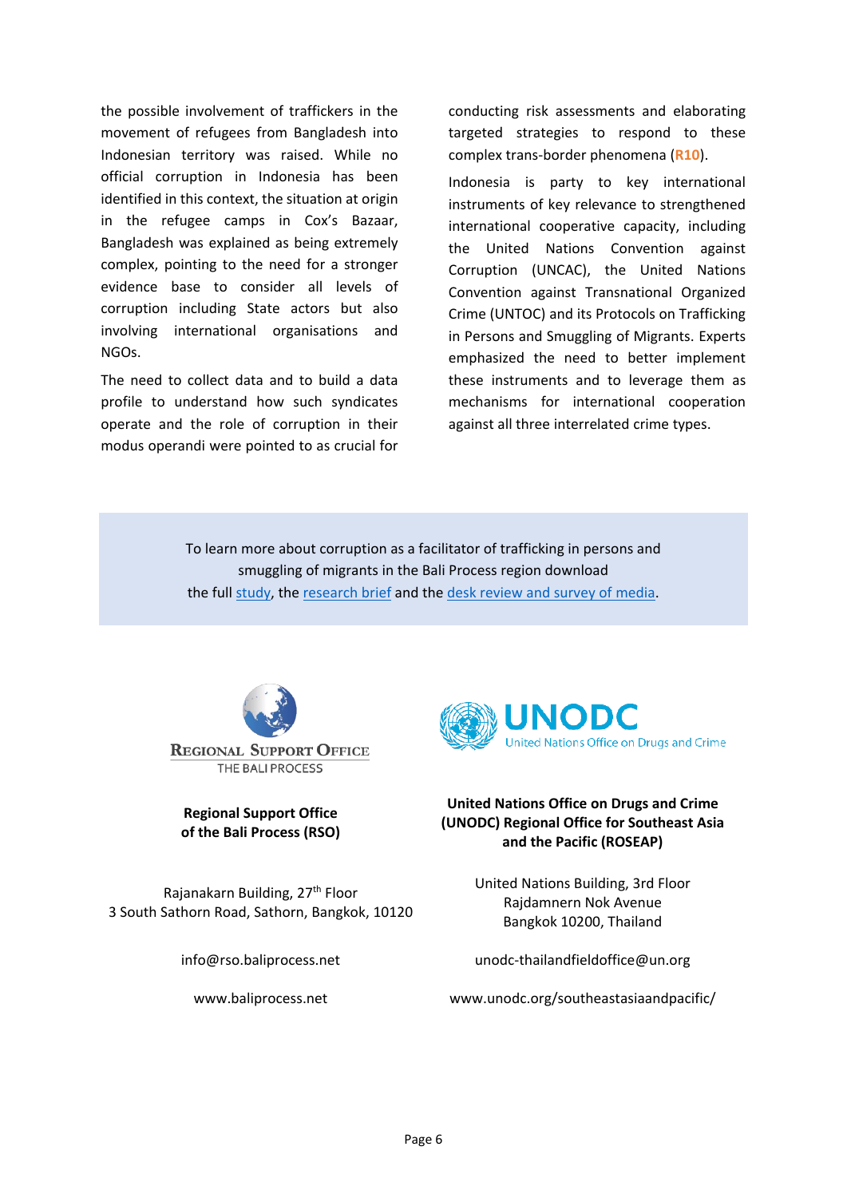the possible involvement of traffickers in the movement of refugees from Bangladesh into Indonesian territory was raised. While no official corruption in Indonesia has been identified in this context, the situation at origin in the refugee camps in Cox's Bazaar, Bangladesh was explained as being extremely complex, pointing to the need for a stronger evidence base to consider all levels of corruption including State actors but also involving international organisations and NGOs.

The need to collect data and to build a data profile to understand how such syndicates operate and the role of corruption in their modus operandi were pointed to as crucial for conducting risk assessments and elaborating targeted strategies to respond to these complex trans-border phenomena (**R10**).

Indonesia is party to key international instruments of key relevance to strengthened international cooperative capacity, including the United Nations Convention against Corruption (UNCAC), the United Nations Convention against Transnational Organized Crime (UNTOC) and its Protocols on Trafficking in Persons and Smuggling of Migrants. Experts emphasized the need to better implement these instruments and to leverage them as mechanisms for international cooperation against all three interrelated crime types.

To learn more about corruption as a facilitator of trafficking in persons and smuggling of migrants in the Bali Process region download the full study, the research brief and the desk review and survey of media.

REGIONAL SUPPORT OFFICE
THE BALI PROCESS

**Regional Support Office of the Bali Process (RSO)**

Rajanakarn Building, 27th Floor
3 South Sathorn Road, Sathorn, Bangkok, 10120

info@rso.baliprocess.net

www.baliprocess.net

UNODC
United Nations Office on Drugs and Crime

**United Nations Office on Drugs and Crime (UNODC) Regional Office for Southeast Asia and the Pacific (ROSEAP)**

United Nations Building, 3rd Floor
Rajdamnern Nok Avenue
Bangkok 10200, Thailand

unodc-thailandfieldoffice@un.org

www.unodc.org/southeastasiaandpacific/